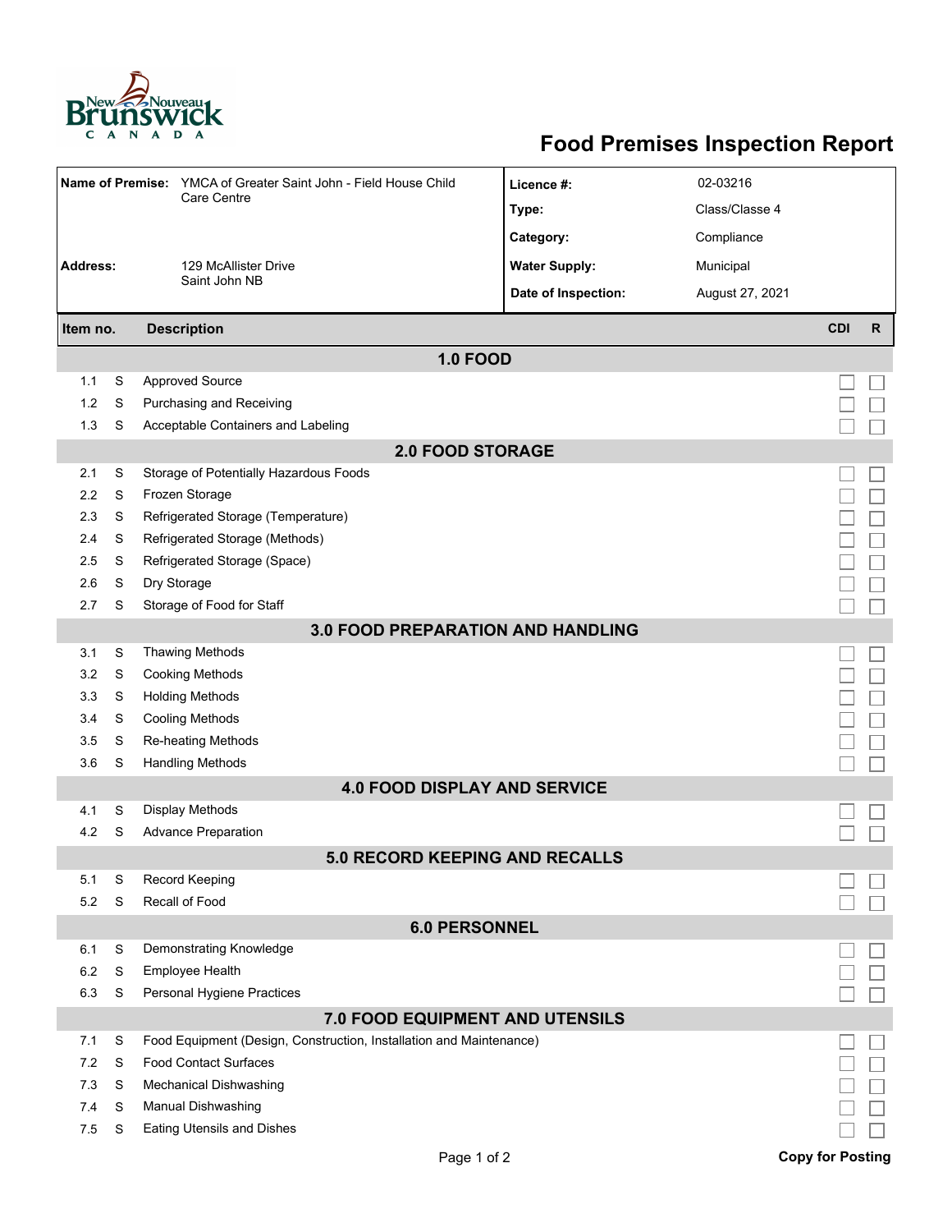New Brunswick / Nouveau Brunswick CANADA

# Food Premises Inspection Report

| | | | |
|---|---|---|---|
| **Name of Premise:** | YMCA of Greater Saint John - Field House Child Care Centre | **Licence #:** | 02-03216 |
| | | **Type:** | Class/Classe 4 |
| | | **Category:** | Compliance |
| **Address:** | 129 McAllister Drive Saint John NB | **Water Supply:** | Municipal |
| | | **Date of Inspection:** | August 27, 2021 |

| Item no. | | Description | CDI | R |
|---|---|---|---|---|
| **1.0 FOOD** | | | | |
| 1.1 | S | Approved Source | ☐ | ☐ |
| 1.2 | S | Purchasing and Receiving | ☐ | ☐ |
| 1.3 | S | Acceptable Containers and Labeling | ☐ | ☐ |
| **2.0 FOOD STORAGE** | | | | |
| 2.1 | S | Storage of Potentially Hazardous Foods | ☐ | ☐ |
| 2.2 | S | Frozen Storage | ☐ | ☐ |
| 2.3 | S | Refrigerated Storage (Temperature) | ☐ | ☐ |
| 2.4 | S | Refrigerated Storage (Methods) | ☐ | ☐ |
| 2.5 | S | Refrigerated Storage (Space) | ☐ | ☐ |
| 2.6 | S | Dry Storage | ☐ | ☐ |
| 2.7 | S | Storage of Food for Staff | ☐ | ☐ |
| **3.0 FOOD PREPARATION AND HANDLING** | | | | |
| 3.1 | S | Thawing Methods | ☐ | ☐ |
| 3.2 | S | Cooking Methods | ☐ | ☐ |
| 3.3 | S | Holding Methods | ☐ | ☐ |
| 3.4 | S | Cooling Methods | ☐ | ☐ |
| 3.5 | S | Re-heating Methods | ☐ | ☐ |
| 3.6 | S | Handling Methods | ☐ | ☐ |
| **4.0 FOOD DISPLAY AND SERVICE** | | | | |
| 4.1 | S | Display Methods | ☐ | ☐ |
| 4.2 | S | Advance Preparation | ☐ | ☐ |
| **5.0 RECORD KEEPING AND RECALLS** | | | | |
| 5.1 | S | Record Keeping | ☐ | ☐ |
| 5.2 | S | Recall of Food | ☐ | ☐ |
| **6.0 PERSONNEL** | | | | |
| 6.1 | S | Demonstrating Knowledge | ☐ | ☐ |
| 6.2 | S | Employee Health | ☐ | ☐ |
| 6.3 | S | Personal Hygiene Practices | ☐ | ☐ |
| **7.0 FOOD EQUIPMENT AND UTENSILS** | | | | |
| 7.1 | S | Food Equipment (Design, Construction, Installation and Maintenance) | ☐ | ☐ |
| 7.2 | S | Food Contact Surfaces | ☐ | ☐ |
| 7.3 | S | Mechanical Dishwashing | ☐ | ☐ |
| 7.4 | S | Manual Dishwashing | ☐ | ☐ |
| 7.5 | S | Eating Utensils and Dishes | ☐ | ☐ |

**Copy for Posting**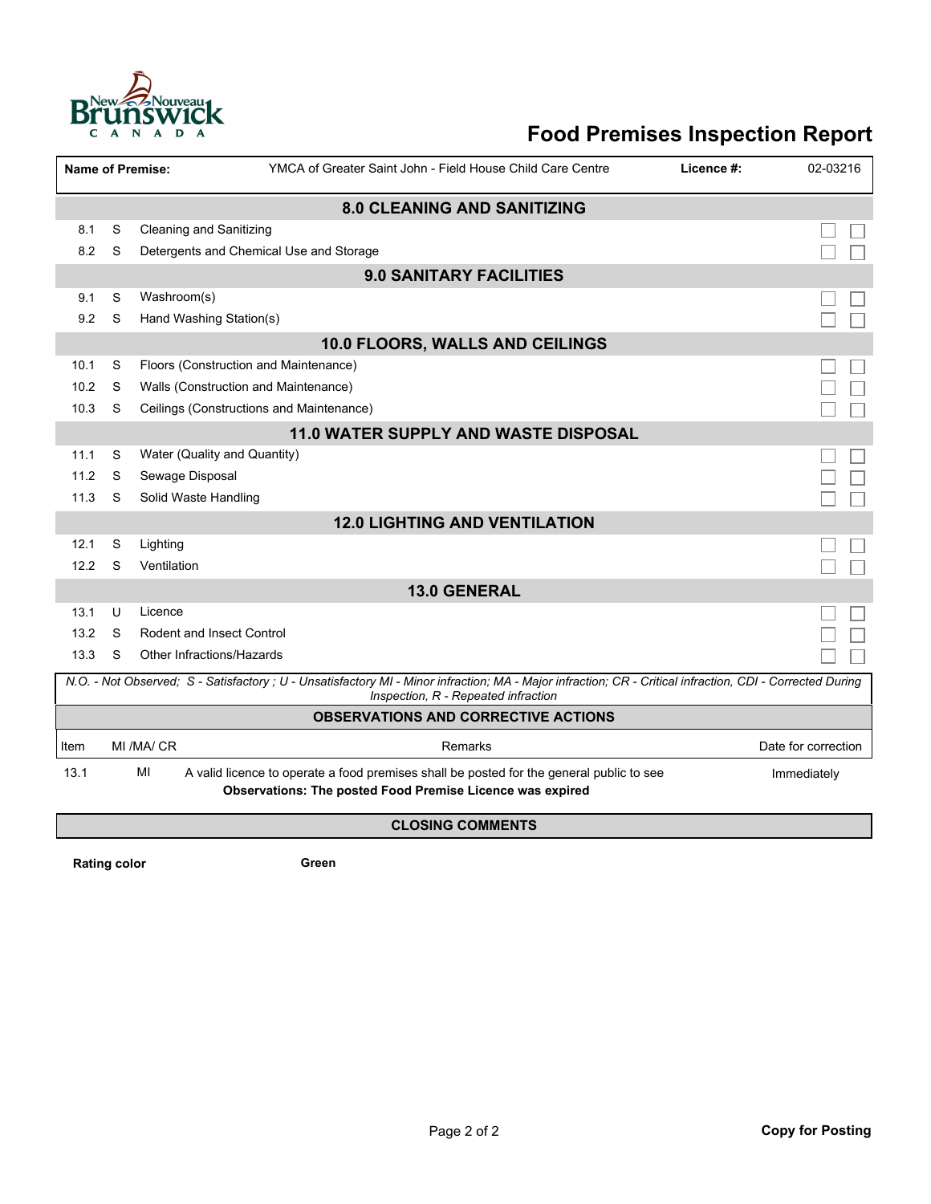# Food Premises Inspection Report

| Name of Premise: | YMCA of Greater Saint John - Field House Child Care Centre | Licence #: | 02-03216 |
|---|---|---|---|

| | | | | |
|---|---|---|---|---|
| **8.0 CLEANING AND SANITIZING** | | | | |
| 8.1 | S | Cleaning and Sanitizing | ☐ | ☐ |
| 8.2 | S | Detergents and Chemical Use and Storage | ☐ | ☐ |
| **9.0 SANITARY FACILITIES** | | | | |
| 9.1 | S | Washroom(s) | ☐ | ☐ |
| 9.2 | S | Hand Washing Station(s) | ☐ | ☐ |
| **10.0 FLOORS, WALLS AND CEILINGS** | | | | |
| 10.1 | S | Floors (Construction and Maintenance) | ☐ | ☐ |
| 10.2 | S | Walls (Construction and Maintenance) | ☐ | ☐ |
| 10.3 | S | Ceilings (Constructions and Maintenance) | ☐ | ☐ |
| **11.0 WATER SUPPLY AND WASTE DISPOSAL** | | | | |
| 11.1 | S | Water (Quality and Quantity) | ☐ | ☐ |
| 11.2 | S | Sewage Disposal | ☐ | ☐ |
| 11.3 | S | Solid Waste Handling | ☐ | ☐ |
| **12.0 LIGHTING AND VENTILATION** | | | | |
| 12.1 | S | Lighting | ☐ | ☐ |
| 12.2 | S | Ventilation | ☐ | ☐ |
| **13.0 GENERAL** | | | | |
| 13.1 | U | Licence | ☐ | ☐ |
| 13.2 | S | Rodent and Insect Control | ☐ | ☐ |
| 13.3 | S | Other Infractions/Hazards | ☐ | ☐ |

*N.O. - Not Observed; S - Satisfactory ; U - Unsatisfactory MI - Minor infraction; MA - Major infraction; CR - Critical infraction, CDI - Corrected During Inspection, R - Repeated infraction*

## OBSERVATIONS AND CORRECTIVE ACTIONS

| Item | MI /MA/ CR | Remarks | Date for correction |
|---|---|---|---|
| 13.1 | MI | A valid licence to operate a food premises shall be posted for the general public to see<br>**Observations: The posted Food Premise Licence was expired** | Immediately |

## CLOSING COMMENTS

**Rating color** **Green**

**Copy for Posting**